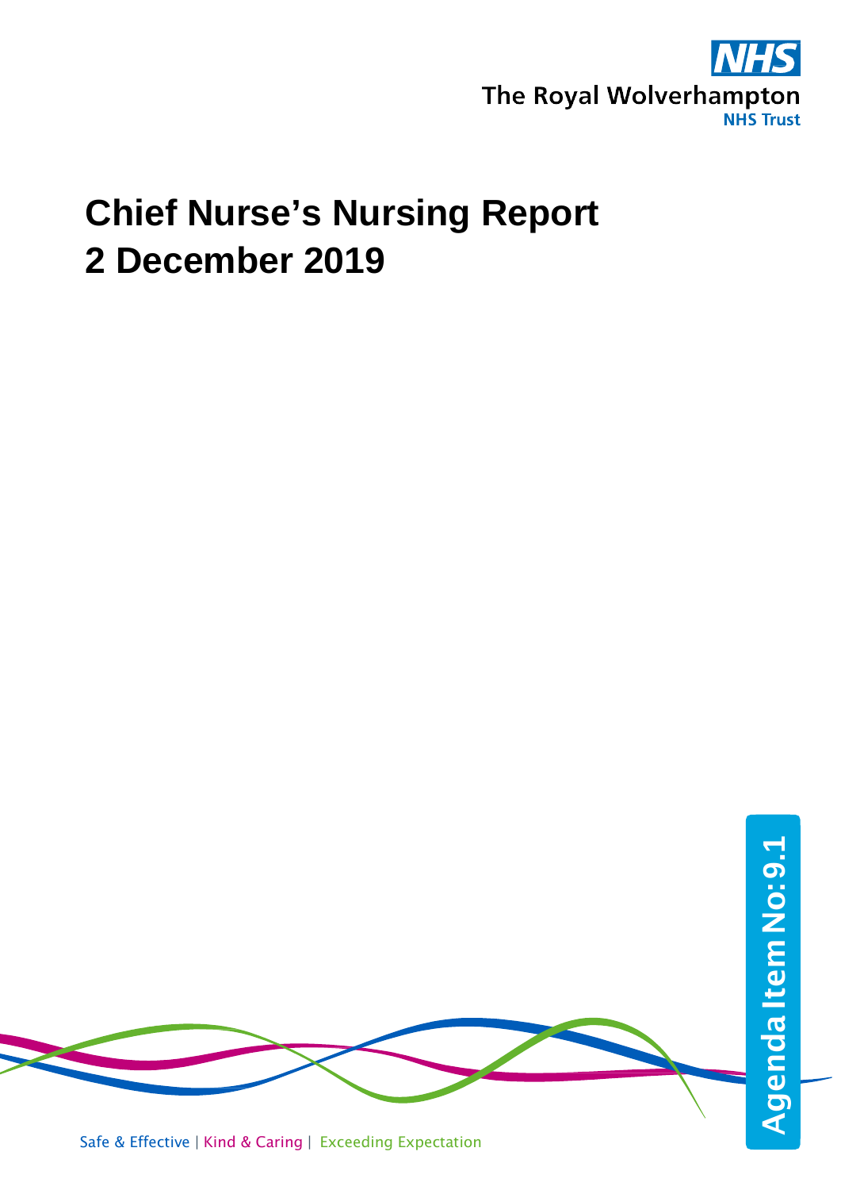NHS

The Royal Wolverhampton
NHS Trust

# Chief Nurse's Nursing Report
# 2 December 2019

Agenda Item No: 9.1

Safe & Effective | Kind & Caring | Exceeding Expectation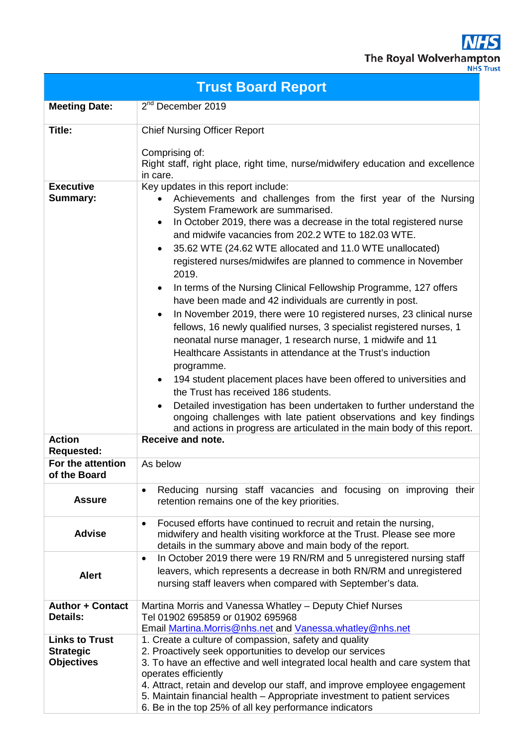The Royal Wolverhampton NHS Trust

# Trust Board Report

| | |
|---|---|
| **Meeting Date:** | 2nd December 2019 |
| **Title:** | Chief Nursing Officer Report<br><br>Comprising of:<br>Right staff, right place, right time, nurse/midwifery education and excellence in care. |
| **Executive Summary:** | Key updates in this report include:<br>• Achievements and challenges from the first year of the Nursing System Framework are summarised.<br>• In October 2019, there was a decrease in the total registered nurse and midwife vacancies from 202.2 WTE to 182.03 WTE.<br>• 35.62 WTE (24.62 WTE allocated and 11.0 WTE unallocated) registered nurses/midwifes are planned to commence in November 2019.<br>• In terms of the Nursing Clinical Fellowship Programme, 127 offers have been made and 42 individuals are currently in post.<br>• In November 2019, there were 10 registered nurses, 23 clinical nurse fellows, 16 newly qualified nurses, 3 specialist registered nurses, 1 neonatal nurse manager, 1 research nurse, 1 midwife and 11 Healthcare Assistants in attendance at the Trust's induction programme.<br>• 194 student placement places have been offered to universities and the Trust has received 186 students.<br>• Detailed investigation has been undertaken to further understand the ongoing challenges with late patient observations and key findings and actions in progress are articulated in the main body of this report. |
| **Action Requested:** | **Receive and note.** |
| **For the attention of the Board** | As below |
| **Assure** | • Reducing nursing staff vacancies and focusing on improving their retention remains one of the key priorities. |
| **Advise** | • Focused efforts have continued to recruit and retain the nursing, midwifery and health visiting workforce at the Trust. Please see more details in the summary above and main body of the report. |
| **Alert** | • In October 2019 there were 19 RN/RM and 5 unregistered nursing staff leavers, which represents a decrease in both RN/RM and unregistered nursing staff leavers when compared with September's data. |
| **Author + Contact Details:** | Martina Morris and Vanessa Whatley – Deputy Chief Nurses<br>Tel 01902 695859 or 01902 695968<br>Email Martina.Morris@nhs.net and Vanessa.whatley@nhs.net |
| **Links to Trust Strategic Objectives** | 1. Create a culture of compassion, safety and quality<br>2. Proactively seek opportunities to develop our services<br>3. To have an effective and well integrated local health and care system that operates efficiently<br>4. Attract, retain and develop our staff, and improve employee engagement<br>5. Maintain financial health – Appropriate investment to patient services<br>6. Be in the top 25% of all key performance indicators |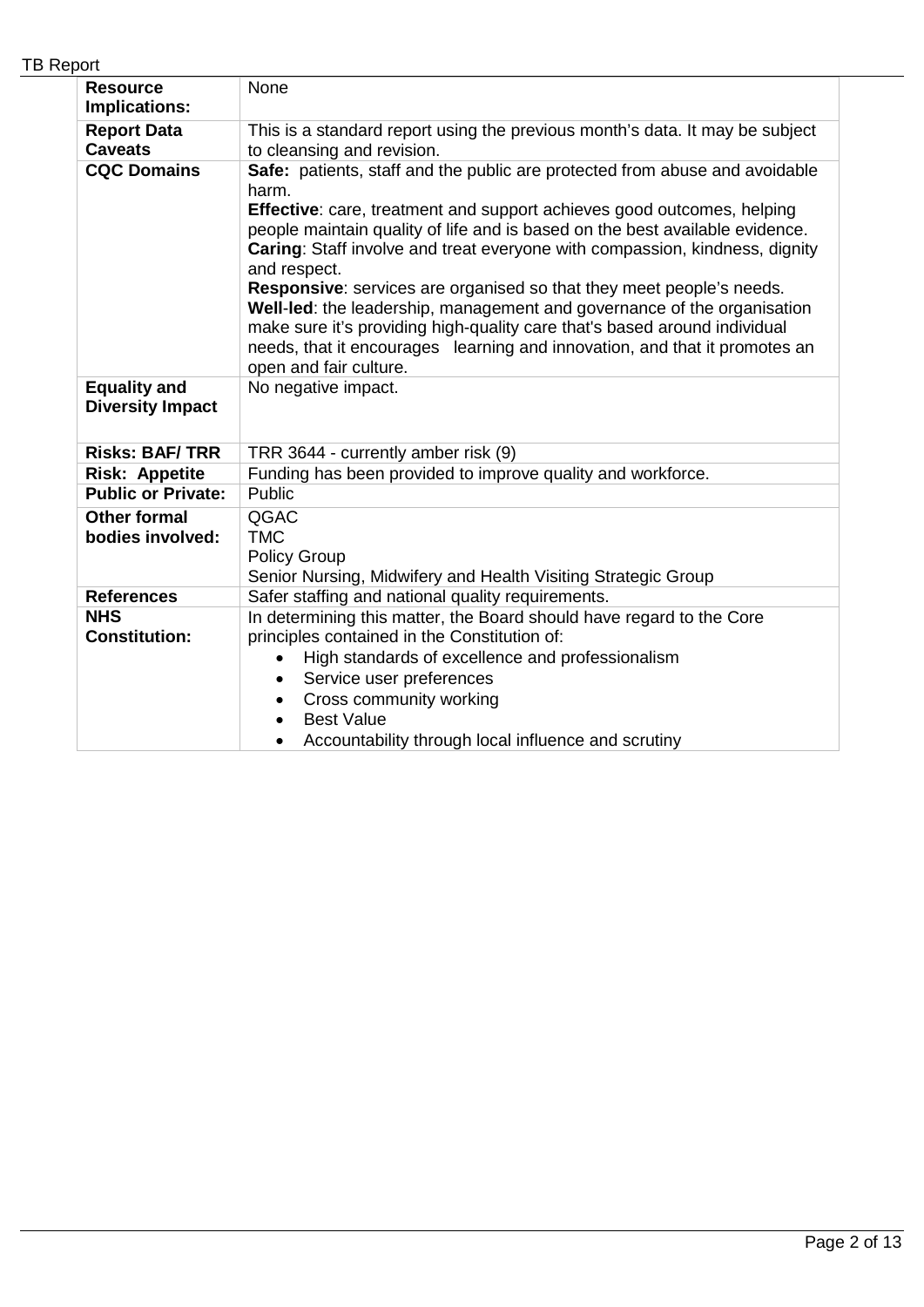| | |
|---|---|
| **Resource Implications:** | None |
| **Report Data Caveats** | This is a standard report using the previous month's data. It may be subject to cleansing and revision. |
| **CQC Domains** | **Safe:** patients, staff and the public are protected from abuse and avoidable harm.<br>**Effective**: care, treatment and support achieves good outcomes, helping people maintain quality of life and is based on the best available evidence.<br>**Caring**: Staff involve and treat everyone with compassion, kindness, dignity and respect.<br>**Responsive**: services are organised so that they meet people's needs.<br>**Well-led**: the leadership, management and governance of the organisation make sure it's providing high-quality care that's based around individual needs, that it encourages learning and innovation, and that it promotes an open and fair culture. |
| **Equality and Diversity Impact** | No negative impact. |
| **Risks: BAF/ TRR** | TRR 3644 - currently amber risk (9) |
| **Risk: Appetite** | Funding has been provided to improve quality and workforce. |
| **Public or Private:** | Public |
| **Other formal bodies involved:** | QGAC<br>TMC<br>Policy Group<br>Senior Nursing, Midwifery and Health Visiting Strategic Group |
| **References** | Safer staffing and national quality requirements. |
| **NHS Constitution:** | In determining this matter, the Board should have regard to the Core principles contained in the Constitution of:<br>• High standards of excellence and professionalism<br>• Service user preferences<br>• Cross community working<br>• Best Value<br>• Accountability through local influence and scrutiny |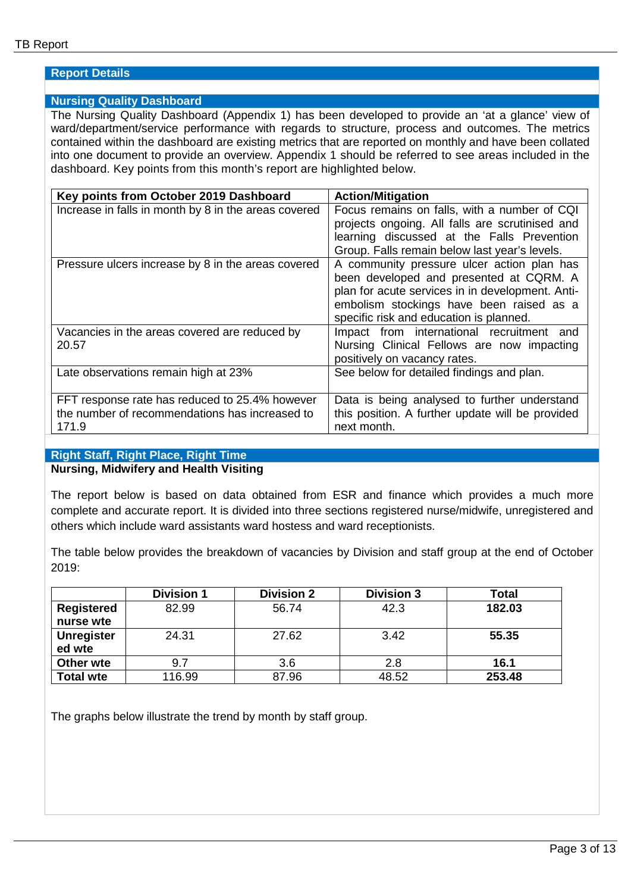## Report Details

## Nursing Quality Dashboard

The Nursing Quality Dashboard (Appendix 1) has been developed to provide an 'at a glance' view of ward/department/service performance with regards to structure, process and outcomes. The metrics contained within the dashboard are existing metrics that are reported on monthly and have been collated into one document to provide an overview. Appendix 1 should be referred to see areas included in the dashboard. Key points from this month's report are highlighted below.

| Key points from October 2019 Dashboard | Action/Mitigation |
|---|---|
| Increase in falls in month by 8 in the areas covered | Focus remains on falls, with a number of CQI projects ongoing. All falls are scrutinised and learning discussed at the Falls Prevention Group. Falls remain below last year's levels. |
| Pressure ulcers increase by 8 in the areas covered | A community pressure ulcer action plan has been developed and presented at CQRM. A plan for acute services in in development. Anti-embolism stockings have been raised as a specific risk and education is planned. |
| Vacancies in the areas covered are reduced by 20.57 | Impact from international recruitment and Nursing Clinical Fellows are now impacting positively on vacancy rates. |
| Late observations remain high at 23% | See below for detailed findings and plan. |
| FFT response rate has reduced to 25.4% however the number of recommendations has increased to 171.9 | Data is being analysed to further understand this position. A further update will be provided next month. |

## Right Staff, Right Place, Right Time

**Nursing, Midwifery and Health Visiting**

The report below is based on data obtained from ESR and finance which provides a much more complete and accurate report. It is divided into three sections registered nurse/midwife, unregistered and others which include ward assistants ward hostess and ward receptionists.

The table below provides the breakdown of vacancies by Division and staff group at the end of October 2019:

| | Division 1 | Division 2 | Division 3 | Total |
|---|---|---|---|---|
| **Registered nurse wte** | 82.99 | 56.74 | 42.3 | **182.03** |
| **Unregistered wte** | 24.31 | 27.62 | 3.42 | **55.35** |
| **Other wte** | 9.7 | 3.6 | 2.8 | **16.1** |
| **Total wte** | 116.99 | 87.96 | 48.52 | **253.48** |

The graphs below illustrate the trend by month by staff group.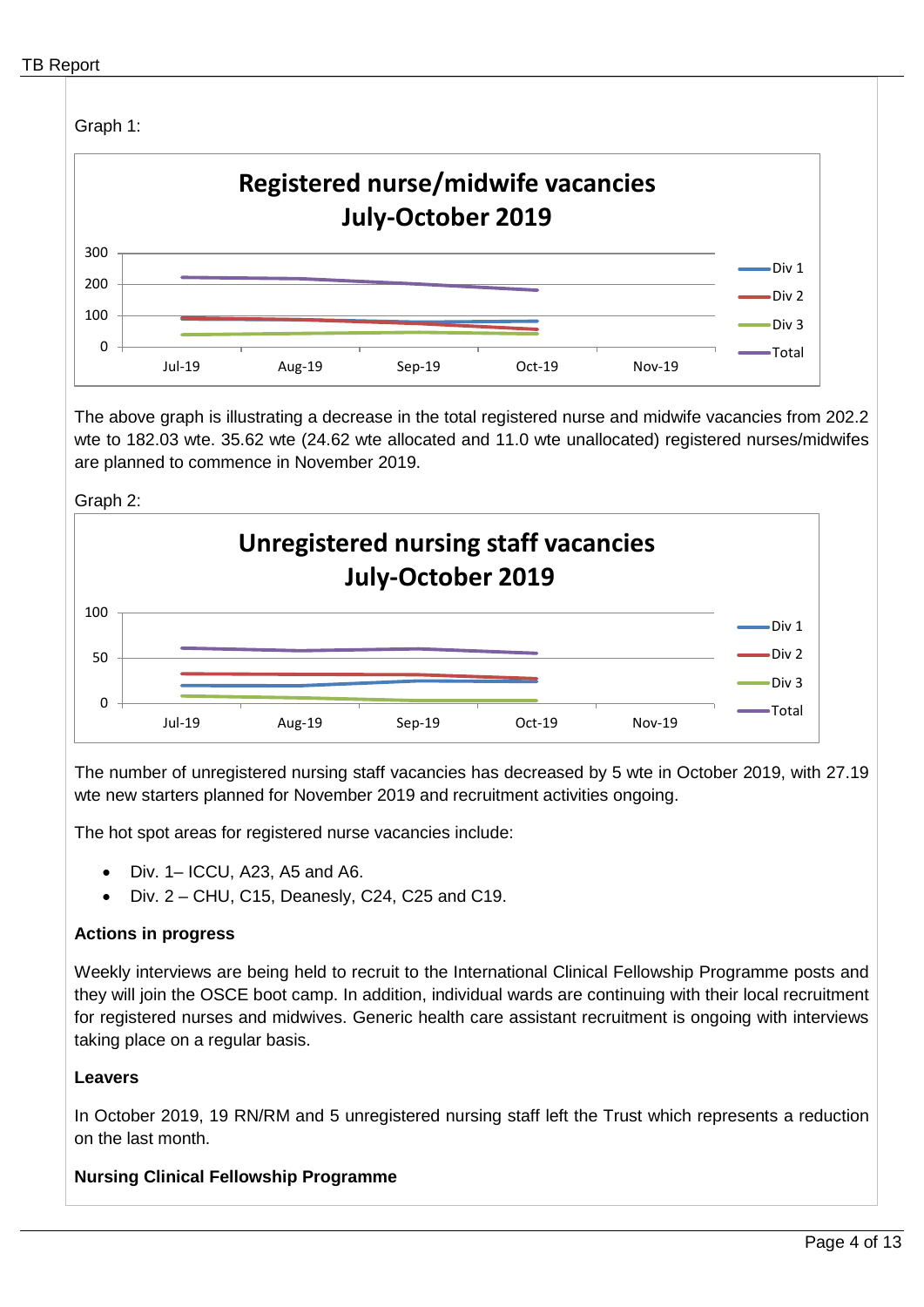Graph 1:

The above graph is illustrating a decrease in the total registered nurse and midwife vacancies from 202.2 wte to 182.03 wte. 35.62 wte (24.62 wte allocated and 11.0 wte unallocated) registered nurses/midwifes are planned to commence in November 2019.

Graph 2:

The number of unregistered nursing staff vacancies has decreased by 5 wte in October 2019, with 27.19 wte new starters planned for November 2019 and recruitment activities ongoing.

The hot spot areas for registered nurse vacancies include:

- Div. 1– ICCU, A23, A5 and A6.
- Div. 2 – CHU, C15, Deanesly, C24, C25 and C19.

**Actions in progress**

Weekly interviews are being held to recruit to the International Clinical Fellowship Programme posts and they will join the OSCE boot camp. In addition, individual wards are continuing with their local recruitment for registered nurses and midwives. Generic health care assistant recruitment is ongoing with interviews taking place on a regular basis.

**Leavers**

In October 2019, 19 RN/RM and 5 unregistered nursing staff left the Trust which represents a reduction on the last month.

**Nursing Clinical Fellowship Programme**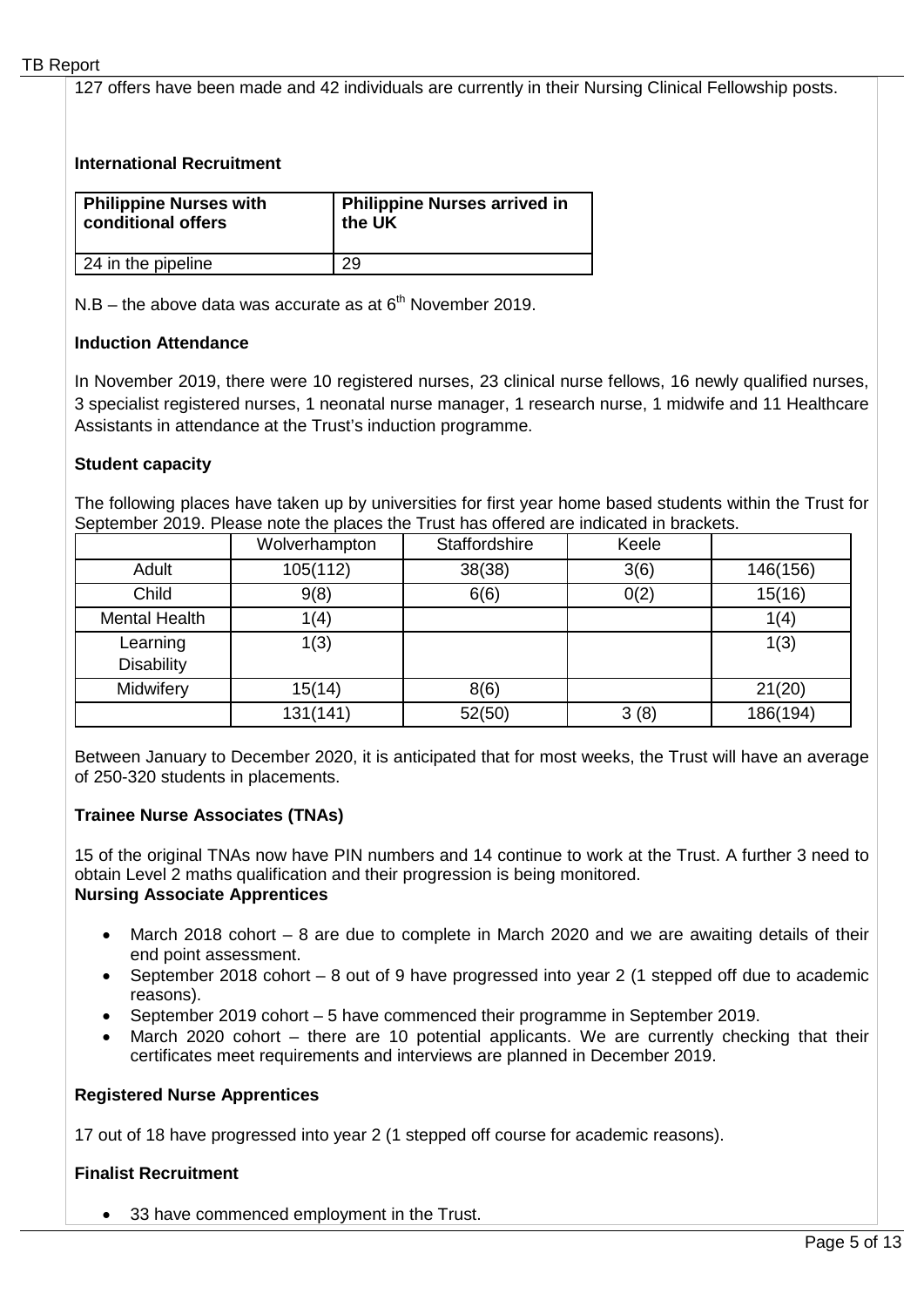127 offers have been made and 42 individuals are currently in their Nursing Clinical Fellowship posts.

**International Recruitment**

| Philippine Nurses with conditional offers | Philippine Nurses arrived in the UK |
|---|---|
| 24 in the pipeline | 29 |

N.B – the above data was accurate as at 6th November 2019.

**Induction Attendance**

In November 2019, there were 10 registered nurses, 23 clinical nurse fellows, 16 newly qualified nurses, 3 specialist registered nurses, 1 neonatal nurse manager, 1 research nurse, 1 midwife and 11 Healthcare Assistants in attendance at the Trust's induction programme.

**Student capacity**

The following places have taken up by universities for first year home based students within the Trust for September 2019. Please note the places the Trust has offered are indicated in brackets.

| | Wolverhampton | Staffordshire | Keele | |
|---|---|---|---|---|
| Adult | 105(112) | 38(38) | 3(6) | 146(156) |
| Child | 9(8) | 6(6) | 0(2) | 15(16) |
| Mental Health | 1(4) | | | 1(4) |
| Learning Disability | 1(3) | | | 1(3) |
| Midwifery | 15(14) | 8(6) | | 21(20) |
| | 131(141) | 52(50) | 3 (8) | 186(194) |

Between January to December 2020, it is anticipated that for most weeks, the Trust will have an average of 250-320 students in placements.

**Trainee Nurse Associates (TNAs)**

15 of the original TNAs now have PIN numbers and 14 continue to work at the Trust. A further 3 need to obtain Level 2 maths qualification and their progression is being monitored.

**Nursing Associate Apprentices**

- March 2018 cohort – 8 are due to complete in March 2020 and we are awaiting details of their end point assessment.
- September 2018 cohort – 8 out of 9 have progressed into year 2 (1 stepped off due to academic reasons).
- September 2019 cohort – 5 have commenced their programme in September 2019.
- March 2020 cohort – there are 10 potential applicants. We are currently checking that their certificates meet requirements and interviews are planned in December 2019.

**Registered Nurse Apprentices**

17 out of 18 have progressed into year 2 (1 stepped off course for academic reasons).

**Finalist Recruitment**

- 33 have commenced employment in the Trust.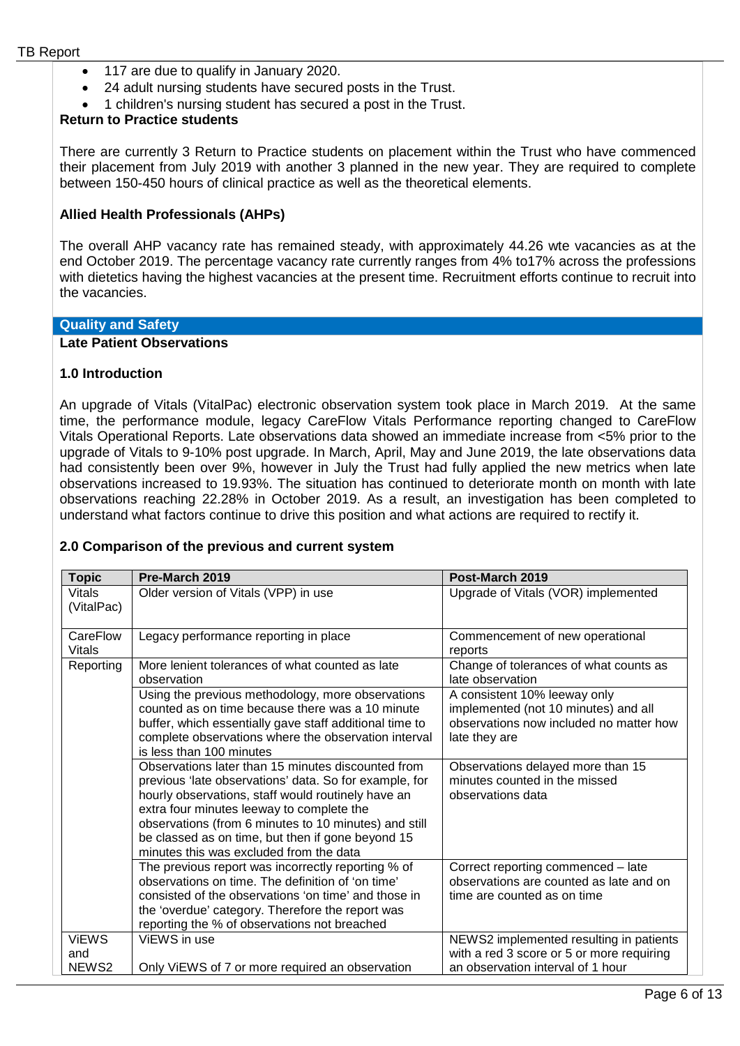- 117 are due to qualify in January 2020.
- 24 adult nursing students have secured posts in the Trust.
- 1 children's nursing student has secured a post in the Trust.

**Return to Practice students**

There are currently 3 Return to Practice students on placement within the Trust who have commenced their placement from July 2019 with another 3 planned in the new year. They are required to complete between 150-450 hours of clinical practice as well as the theoretical elements.

**Allied Health Professionals (AHPs)**

The overall AHP vacancy rate has remained steady, with approximately 44.26 wte vacancies as at the end October 2019. The percentage vacancy rate currently ranges from 4% to17% across the professions with dietetics having the highest vacancies at the present time. Recruitment efforts continue to recruit into the vacancies.

## Quality and Safety

### Late Patient Observations

**1.0 Introduction**

An upgrade of Vitals (VitalPac) electronic observation system took place in March 2019. At the same time, the performance module, legacy CareFlow Vitals Performance reporting changed to CareFlow Vitals Operational Reports. Late observations data showed an immediate increase from <5% prior to the upgrade of Vitals to 9-10% post upgrade. In March, April, May and June 2019, the late observations data had consistently been over 9%, however in July the Trust had fully applied the new metrics when late observations increased to 19.93%. The situation has continued to deteriorate month on month with late observations reaching 22.28% in October 2019. As a result, an investigation has been completed to understand what factors continue to drive this position and what actions are required to rectify it.

**2.0 Comparison of the previous and current system**

| Topic | Pre-March 2019 | Post-March 2019 |
|---|---|---|
| Vitals (VitalPac) | Older version of Vitals (VPP) in use | Upgrade of Vitals (VOR) implemented |
| CareFlow Vitals | Legacy performance reporting in place | Commencement of new operational reports |
| Reporting | More lenient tolerances of what counted as late observation | Change of tolerances of what counts as late observation |
| | Using the previous methodology, more observations counted as on time because there was a 10 minute buffer, which essentially gave staff additional time to complete the observations where the observation interval is less than 100 minutes | A consistent 10% leeway only implemented (not 10 minutes) and all observations now included no matter how late they are |
| | Observations later than 15 minutes discounted from previous 'late observations' data. So for example, for hourly observations, staff would routinely have an extra four minutes leeway to complete the observations (from 6 minutes to 10 minutes) and still be classed as on time, but then if gone beyond 15 minutes this was excluded from the data | Observations delayed more than 15 minutes counted in the missed observations data |
| | The previous report was incorrectly reporting % of observations on time. The definition of 'on time' consisted of the observations 'on time' and those in the 'overdue' category. Therefore the report was reporting the % of observations not breached | Correct reporting commenced – late observations are counted as late and on time are counted as on time |
| ViEWS and NEWS2 | ViEWS in use<br><br>Only ViEWS of 7 or more required an observation | NEWS2 implemented resulting in patients with a red 3 score or 5 or more requiring an observation interval of 1 hour |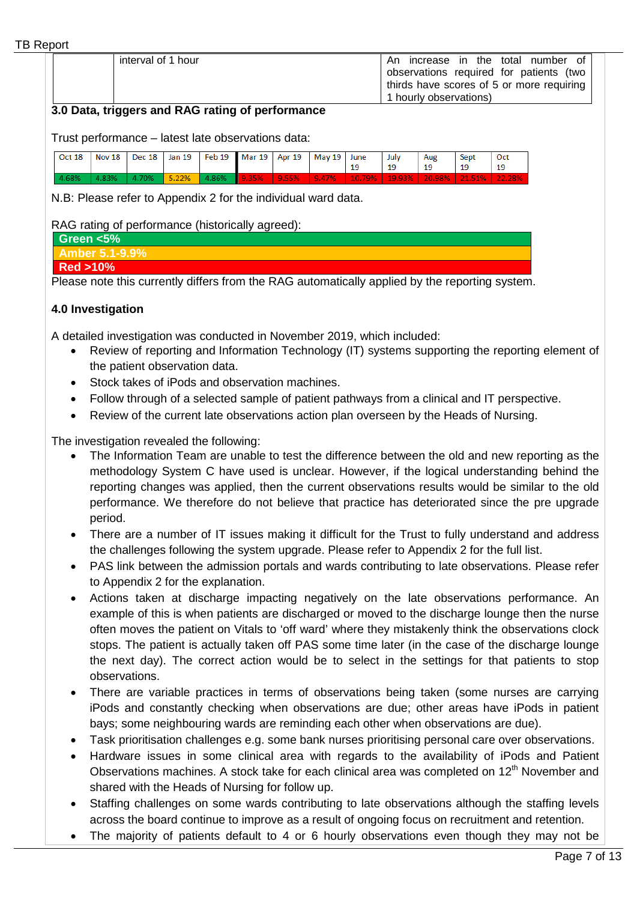| | interval of 1 hour | An increase in the total number of observations required for patients (two thirds have scores of 5 or more requiring 1 hourly observations) |
|---|---|---|

**3.0 Data, triggers and RAG rating of performance**

Trust performance – latest late observations data:

| Oct 18 | Nov 18 | Dec 18 | Jan 19 | Feb 19 | Mar 19 | Apr 19 | May 19 | June 19 | July 19 | Aug 19 | Sept 19 | Oct 19 |
|---|---|---|---|---|---|---|---|---|---|---|---|---|
| 4.68% | 4.83% | 4.70% | 5.22% | 4.86% | 9.35% | 9.55% | 9.47% | 10.79% | 19.93% | 20.98% | 21.51% | 22.28% |

N.B: Please refer to Appendix 2 for the individual ward data.

RAG rating of performance (historically agreed):

| |
|---|
| **Green <5%** |
| **Amber 5.1-9.9%** |
| **Red >10%** |

Please note this currently differs from the RAG automatically applied by the reporting system.

**4.0 Investigation**

A detailed investigation was conducted in November 2019, which included:

- Review of reporting and Information Technology (IT) systems supporting the reporting element of the patient observation data.
- Stock takes of iPods and observation machines.
- Follow through of a selected sample of patient pathways from a clinical and IT perspective.
- Review of the current late observations action plan overseen by the Heads of Nursing.

The investigation revealed the following:

- The Information Team are unable to test the difference between the old and new reporting as the methodology System C have used is unclear. However, if the logical understanding behind the reporting changes was applied, then the current observations results would be similar to the old performance. We therefore do not believe that practice has deteriorated since the pre upgrade period.
- There are a number of IT issues making it difficult for the Trust to fully understand and address the challenges following the system upgrade. Please refer to Appendix 2 for the full list.
- PAS link between the admission portals and wards contributing to late observations. Please refer to Appendix 2 for the explanation.
- Actions taken at discharge impacting negatively on the late observations performance. An example of this is when patients are discharged or moved to the discharge lounge then the nurse often moves the patient on Vitals to 'off ward' where they mistakenly think the observations clock stops. The patient is actually taken off PAS some time later (in the case of the discharge lounge the next day). The correct action would be to select in the settings for that patients to stop observations.
- There are variable practices in terms of observations being taken (some nurses are carrying iPods and constantly checking when observations are due; other areas have iPods in patient bays; some neighbouring wards are reminding each other when observations are due).
- Task prioritisation challenges e.g. some bank nurses prioritising personal care over observations.
- Hardware issues in some clinical area with regards to the availability of iPods and Patient Observations machines. A stock take for each clinical area was completed on 12th November and shared with the Heads of Nursing for follow up.
- Staffing challenges on some wards contributing to late observations although the staffing levels across the board continue to improve as a result of ongoing focus on recruitment and retention.
- The majority of patients default to 4 or 6 hourly observations even though they may not be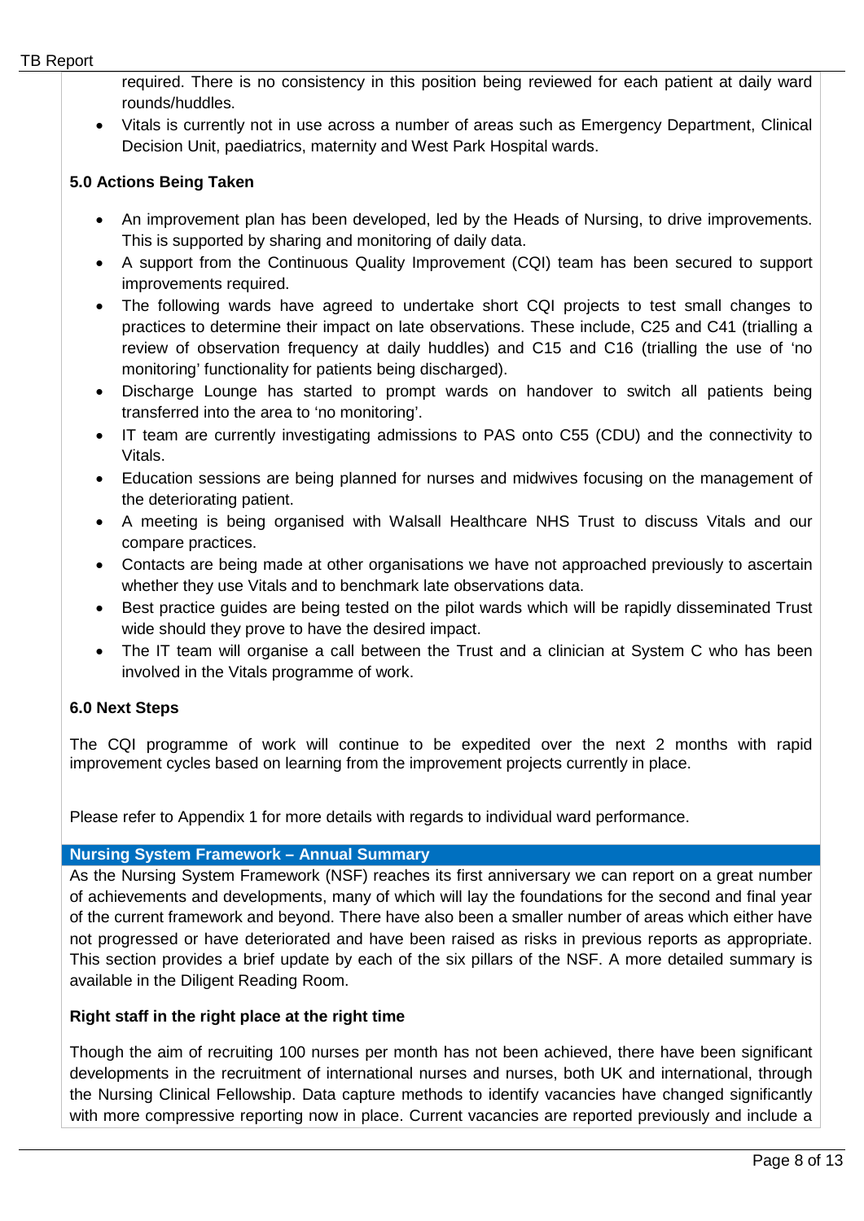required. There is no consistency in this position being reviewed for each patient at daily ward rounds/huddles.

- Vitals is currently not in use across a number of areas such as Emergency Department, Clinical Decision Unit, paediatrics, maternity and West Park Hospital wards.

**5.0 Actions Being Taken**

- An improvement plan has been developed, led by the Heads of Nursing, to drive improvements. This is supported by sharing and monitoring of daily data.
- A support from the Continuous Quality Improvement (CQI) team has been secured to support improvements required.
- The following wards have agreed to undertake short CQI projects to test small changes to practices to determine their impact on late observations. These include, C25 and C41 (trialling a review of observation frequency at daily huddles) and C15 and C16 (trialling the use of 'no monitoring' functionality for patients being discharged).
- Discharge Lounge has started to prompt wards on handover to switch all patients being transferred into the area to 'no monitoring'.
- IT team are currently investigating admissions to PAS onto C55 (CDU) and the connectivity to Vitals.
- Education sessions are being planned for nurses and midwives focusing on the management of the deteriorating patient.
- A meeting is being organised with Walsall Healthcare NHS Trust to discuss Vitals and our compare practices.
- Contacts are being made at other organisations we have not approached previously to ascertain whether they use Vitals and to benchmark late observations data.
- Best practice guides are being tested on the pilot wards which will be rapidly disseminated Trust wide should they prove to have the desired impact.
- The IT team will organise a call between the Trust and a clinician at System C who has been involved in the Vitals programme of work.

**6.0 Next Steps**

The CQI programme of work will continue to be expedited over the next 2 months with rapid improvement cycles based on learning from the improvement projects currently in place.

Please refer to Appendix 1 for more details with regards to individual ward performance.

**Nursing System Framework – Annual Summary**

As the Nursing System Framework (NSF) reaches its first anniversary we can report on a great number of achievements and developments, many of which will lay the foundations for the second and final year of the current framework and beyond. There have also been a smaller number of areas which either have not progressed or have deteriorated and have been raised as risks in previous reports as appropriate. This section provides a brief update by each of the six pillars of the NSF. A more detailed summary is available in the Diligent Reading Room.

**Right staff in the right place at the right time**

Though the aim of recruiting 100 nurses per month has not been achieved, there have been significant developments in the recruitment of international nurses and nurses, both UK and international, through the Nursing Clinical Fellowship. Data capture methods to identify vacancies have changed significantly with more compressive reporting now in place. Current vacancies are reported previously and include a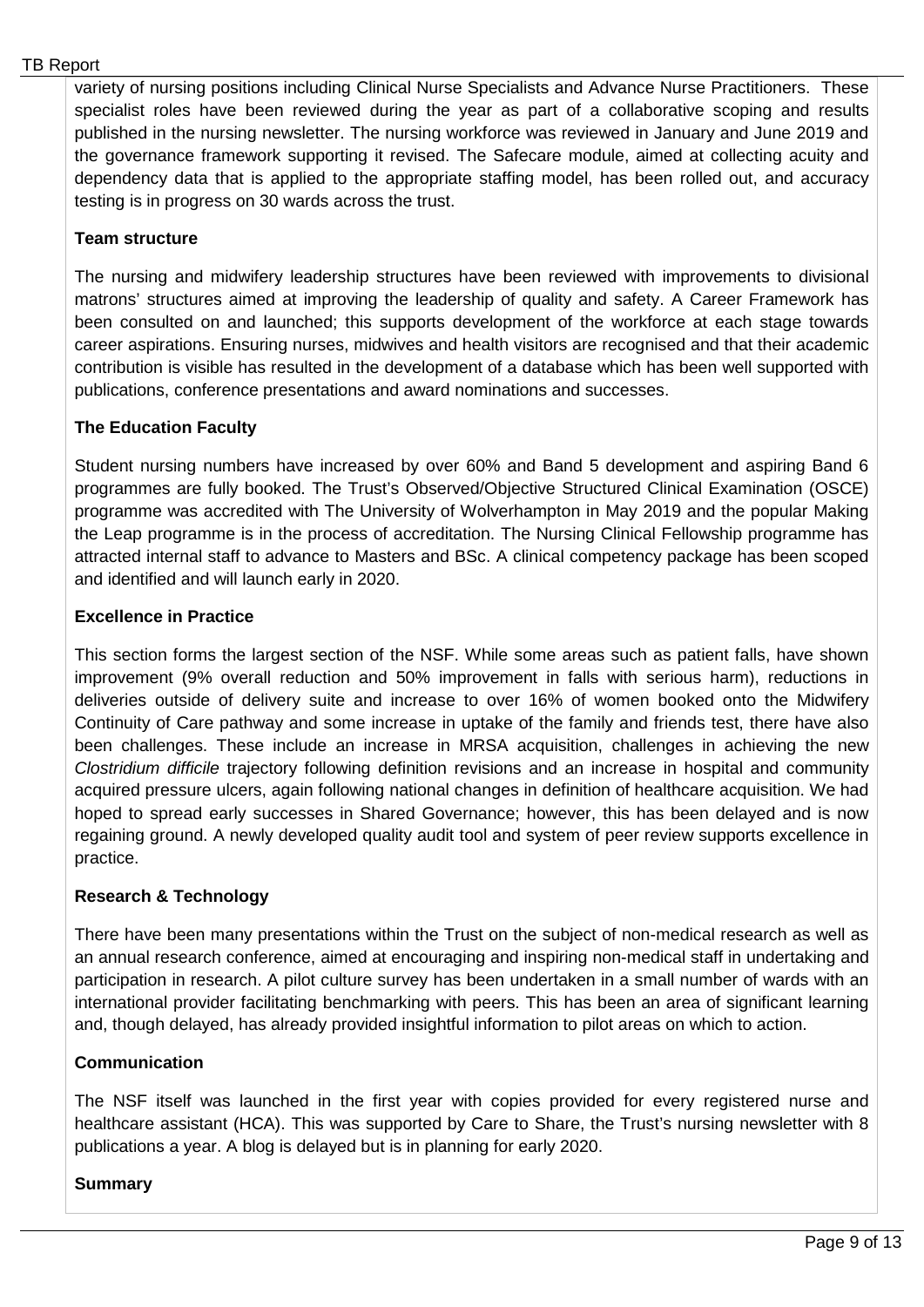variety of nursing positions including Clinical Nurse Specialists and Advance Nurse Practitioners. These specialist roles have been reviewed during the year as part of a collaborative scoping and results published in the nursing newsletter. The nursing workforce was reviewed in January and June 2019 and the governance framework supporting it revised. The Safecare module, aimed at collecting acuity and dependency data that is applied to the appropriate staffing model, has been rolled out, and accuracy testing is in progress on 30 wards across the trust.

**Team structure**

The nursing and midwifery leadership structures have been reviewed with improvements to divisional matrons' structures aimed at improving the leadership of quality and safety. A Career Framework has been consulted on and launched; this supports development of the workforce at each stage towards career aspirations. Ensuring nurses, midwives and health visitors are recognised and that their academic contribution is visible has resulted in the development of a database which has been well supported with publications, conference presentations and award nominations and successes.

**The Education Faculty**

Student nursing numbers have increased by over 60% and Band 5 development and aspiring Band 6 programmes are fully booked. The Trust's Observed/Objective Structured Clinical Examination (OSCE) programme was accredited with The University of Wolverhampton in May 2019 and the popular Making the Leap programme is in the process of accreditation. The Nursing Clinical Fellowship programme has attracted internal staff to advance to Masters and BSc. A clinical competency package has been scoped and identified and will launch early in 2020.

**Excellence in Practice**

This section forms the largest section of the NSF. While some areas such as patient falls, have shown improvement (9% overall reduction and 50% improvement in falls with serious harm), reductions in deliveries outside of delivery suite and increase to over 16% of women booked onto the Midwifery Continuity of Care pathway and some increase in uptake of the family and friends test, there have also been challenges. These include an increase in MRSA acquisition, challenges in achieving the new *Clostridium difficile* trajectory following definition revisions and an increase in hospital and community acquired pressure ulcers, again following national changes in definition of healthcare acquisition. We had hoped to spread early successes in Shared Governance; however, this has been delayed and is now regaining ground. A newly developed quality audit tool and system of peer review supports excellence in practice.

**Research & Technology**

There have been many presentations within the Trust on the subject of non-medical research as well as an annual research conference, aimed at encouraging and inspiring non-medical staff in undertaking and participation in research. A pilot culture survey has been undertaken in a small number of wards with an international provider facilitating benchmarking with peers. This has been an area of significant learning and, though delayed, has already provided insightful information to pilot areas on which to action.

**Communication**

The NSF itself was launched in the first year with copies provided for every registered nurse and healthcare assistant (HCA). This was supported by Care to Share, the Trust's nursing newsletter with 8 publications a year. A blog is delayed but is in planning for early 2020.

**Summary**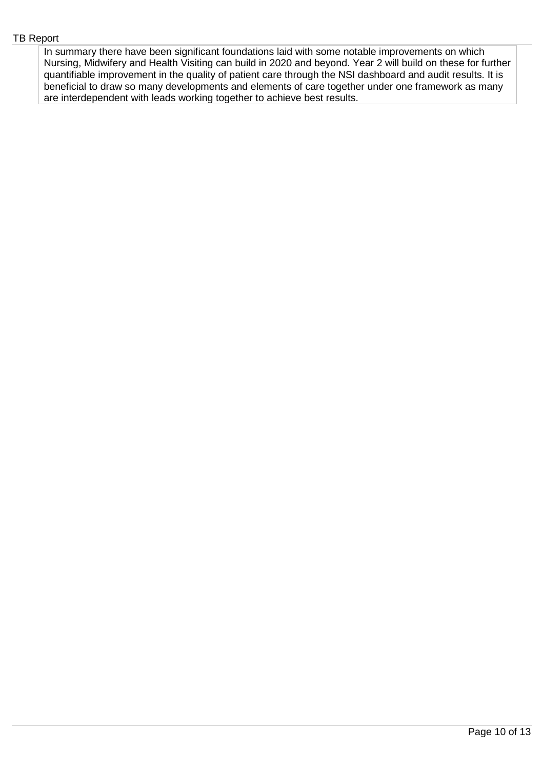In summary there have been significant foundations laid with some notable improvements on which Nursing, Midwifery and Health Visiting can build in 2020 and beyond. Year 2 will build on these for further quantifiable improvement in the quality of patient care through the NSI dashboard and audit results. It is beneficial to draw so many developments and elements of care together under one framework as many are interdependent with leads working together to achieve best results.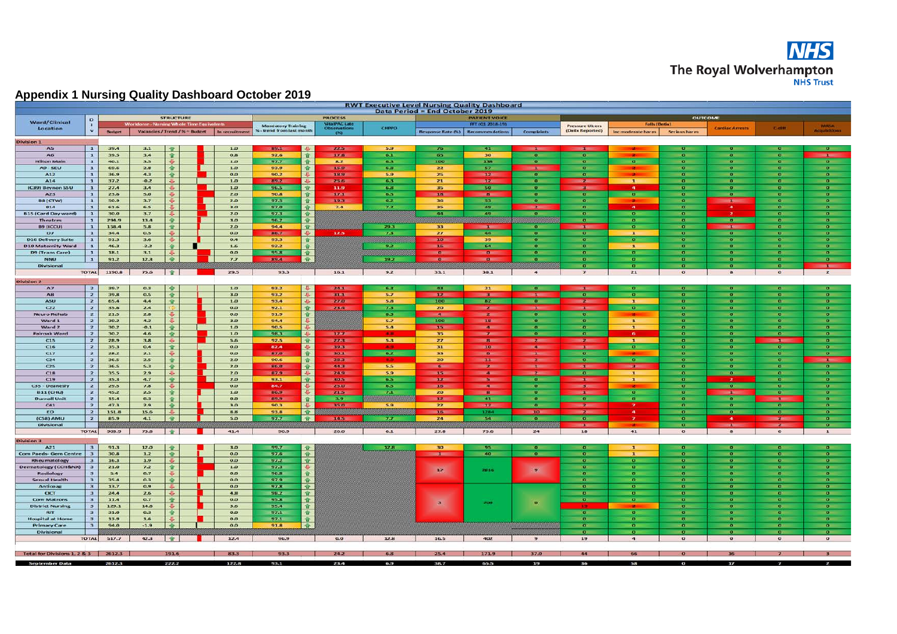# Appendix 1 Nursing Quality Dashboard October 2019

## RWT Executive Level Nursing Quality Dashboard
### Data Period = End October 2019

| Ward/Clinical Location | Div | STRUCTURE | | | | PROCESS | | | PATIENT VOICE | | | OUTCOME | | | | | |
|---|---|---|---|---|---|---|---|---|---|---|---|---|---|---|---|---|---|
| | | Workforce - Nursing Whole Time Equivalents | | | | Mandatory Training | VitalPAC Late Observations (%) | CHPPD | FFT (Q1 2018-19) | | | Pressure Ulcers (Datix Reported) | Falls (Datix) | | Cardiac Arrests | C-diff | MRSA Acquisitions |
| | | Budget | Vacancies / Trend / % - Budget | Trend | In recruitment | % - trend from last month | | | Response Rate (%) | Recommendations | Complaints | | Inc moderate harm | Serious harm | | | |
| **Division 1** | | | | | | | | | | | | | | | | | |
| A5 | 1 | 39.4 | 3.1 | ↑ | 1.0 | 89.1 ↓ | 22.5 | 5.9 | 76 | 41 | 1 | 1 | 2 | 0 | 0 | 0 | 0 |
| A6 | 1 | 39.5 | 3.4 | ↑ | 0.8 | 92.6 ↑ | 17.8 | 6.1 | 65 | 30 | 0 | 0 | 2 | 0 | 0 | 0 | 1 |
| Hilton Main | 1 | 40.1 | 3.5 | ↓ | 1.0 | 97.7 ↑ | 8.2 | 6.3 | 100 | 138 | 0 | 0 | 0 | 0 | 0 | 0 | 0 |
| A9 - SEU | 1 | 69.6 | 2.8 | ↑ | 1.0 | 93.9 ↑ | 15.0 | 6.8 | 22 | 57 | 1 | 0 | 2 | 0 | 0 | 0 | 0 |
| A12 | 1 | 36.9 | 4.3 | ↑ | 0.0 | 90.2 ↓ | 18.9 | 5.9 | 25 | 12 | 0 | 0 | 2 | 0 | 0 | 0 | 0 |
| A14 | 1 | 37.2 | -0.2 | ↓ | 1.0 | 89.2 ↓ | 25.6 | 6.3 | 21 | 12 | 0 | 2 | 1 | 0 | 0 | 0 | 0 |
| (C39) Beynon SSU | 1 | 27.4 | 3.4 | ↓ | 1.0 | 96.5 ↑ | 11.9 | 6.8 | 35 | 50 | 0 | 3 | 4 | 0 | 0 | 0 | 0 |
| A23 | 1 | 23.6 | 5.0 | ↓ | 2.0 | 90.8 ↑ | 17.1 | 6.5 | 18 | 8 | 0 | 0 | 0 | 0 | 0 | 0 | 0 |
| B8 (CTW) | 1 | 50.9 | 3.7 | ↓ | 2.0 | 97.5 ↑ | 19.3 | 6.2 | 36 | 53 | 0 | 0 | 2 | 0 | 1 | 0 | 0 |
| B14 | 1 | 61.6 | 6.5 | ↓ | 3.0 | 97.0 ↑ | 7.4 | 7.2 | 35 | 49 | 2 | 0 | 4 | 0 | 4 | 0 | 0 |
| B15 (Card Day ward) | 1 | 30.0 | 3.7 | ↓ | 2.0 | 97.3 ↑ | | | 44 | 49 | 0 | 0 | 0 | 0 | 2 | 0 | 0 |
| Theatres | 1 | 294.9 | 13.4 | ↑ | 3.0 | 96.2 ↑ | | | | | | 0 | 0 | 0 | 0 | 0 | 0 |
| B9 (ICCU) | 1 | 158.4 | 5.8 | ↑ | 2.0 | 94.4 ↑ | | 29.3 | 33 | 1 | 0 | 1 | 0 | 0 | 1 | 0 | 0 |
| D7 | 1 | 34.4 | 0.5 | ↓ | 0.0 | 86.7 ↑ | 12.5 | 7.3 | 27 | 44 | 0 | 0 | 1 | 0 | 0 | 0 | 0 |
| D16 Delivery Suite | 1 | 91.3 | 3.6 | ↓ | 0.4 | 93.3 ↑ | | | 10 | 39 | 0 | 0 | 0 | 0 | 0 | 0 | 0 |
| D10 Maternity Ward | 1 | 46.3 | -2.2 | ↓ | 1.6 | 92.2 ↑ | | 9.2 | 16 | 64 | 0 | 0 | 1 | 0 | 0 | 0 | 0 |
| D9 (Trans Care) | 1 | 18.1 | 3.1 | ↓ | 0.0 | 95.8 ↑ | | | 0 | 0 | 0 | 0 | 0 | 0 | 0 | 0 | 0 |
| NNU | 1 | 91.2 | 12.4 | ↑ | 7.7 | 89.4 ↑ | | 19.2 | 0 | 0 | 0 | 0 | 0 | 0 | 0 | 0 | 0 |
| Divisional | | | | | | | | | | | | 0 | 0 | 0 | 0 | 0 | 1 |
| TOTAL | | 1190.8 | 75.6 | ↑ | 29.5 | 93.3 | 16.1 | 9.2 | 33.1 | 38.1 | 4 | 7 | 21 | 0 | 8 | 0 | 2 |
| **Division 2** | | | | | | | | | | | | | | | | | |
| A7 | 2 | 39.7 | 0.3 | ↑ | 1.0 | 93.2 ↓ | 24.1 | 6.3 | 43 | 21 | 0 | 1 | 0 | 0 | 0 | 0 | 0 |
| A8 | 2 | 39.8 | 0.5 | ↑ | 3.0 | 93.2 ↑ | 31.1 | 5.7 | 12 | 3 | 1 | 0 | 0 | 0 | 0 | 0 | 0 |
| ASU | 2 | 65.4 | 4.4 | ↑ | 1.0 | 93.4 ↓ | 27.0 | 5.8 | 100 | 82 | 0 | 2 | 1 | 0 | 0 | 0 | 0 |
| C22 | 2 | 35.6 | 2.4 | ⇨ | 0.0 | 92.1 ↑ | 23.4 | 7.3 | 20 | 2 | 1 | 1 | 0 | 0 | 0 | 0 | 0 |
| Neuro Rehab | 2 | 21.5 | 2.8 | ↓ | 0.0 | 91.9 ↑ | | 8.3 | 4 | 2 | 0 | 0 | 2 | 0 | 0 | 0 | 0 |
| Ward 1 | 2 | 30.2 | 4.2 | ↓ | 3.0 | 94.4 ↓ | | 5.7 | 100 | 18 | 0 | 0 | 1 | 0 | 0 | 0 | 0 |
| Ward 2 | 2 | 30.2 | -0.1 | ↑ | 1.0 | 90.5 ↓ | | 5.4 | 15 | 4 | 0 | 0 | 1 | 0 | 0 | 0 | 0 |
| Fairoak Ward | 2 | 30.2 | 4.6 | ↓ | 1.0 | 98.3 ↓ | 17.7 | 4.8 | 35 | 7 | 0 | 0 | 6 | 0 | 0 | 0 | 0 |
| C15 | 2 | 28.9 | 3.8 | ↓ | 5.6 | 92.5 ↑ | 27.3 | 5.3 | 27 | 8 | 2 | 2 | 1 | 0 | 0 | 1 | 0 |
| C16 | 2 | 35.3 | 0.4 | ↑ | 0.0 | 82.4 ↓ | 39.3 | 4.9 | 31 | 10 | 4 | 1 | 0 | 0 | 0 | 0 | 0 |
| C17 | 2 | 28.2 | 2.1 | ↓ | 0.0 | 87.0 ↑ | 30.1 | 6.2 | 33 | 0 | 1 | 0 | 2 | 0 | 0 | 0 | 0 |
| C24 | 2 | 36.5 | 2.5 | ↑ | 2.0 | 90.6 ↑ | 28.3 | 4.2 | 20 | 11 | 2 | 0 | 0 | 0 | 0 | 0 | 1 |
| C25 | 2 | 36.5 | 5.3 | ↑ | 2.0 | 86.0 ↑ | 44.3 | 5.5 | 6 | 2 | 1 | 1 | 3 | 0 | 0 | 0 | 0 |
| C18 | 2 | 35.5 | 2.9 | ↓ | 2.0 | 87.9 ↓ | 24.9 | 5.9 | 15 | 4 | 2 | 0 | 1 | 0 | 0 | 0 | 0 |
| C19 | 2 | 35.3 | 4.7 | ↑ | 2.0 | 93.1 ↑ | 40.5 | 6.5 | 12 | 5 | 0 | 1 | 1 | 0 | 2 | 0 | 0 |
| C35 - Deanesly | 2 | 29.5 | 7.8 | ↓ | 0.0 | 84.7 ↓ | 25.0 | 6.5 | 10 | 4 | 0 | 3 | 2 | 0 | 0 | 0 | 0 |
| B13 (CHU) | 2 | 45.2 | 2.5 | ↑ | 1.0 | 86.9 ↑ | 21.5 | 7.1 | 20 | 8 | 0 | 1 | 0 | 0 | 1 | 0 | 0 |
| Durnall Unit | 2 | 35.4 | 0.3 | ↑ | 0.0 | 89.9 ↑ | 3.9 | | 12 | 41 | 0 | 0 | 0 | 0 | 0 | 1 | 0 |
| C41 | 2 | 47.3 | 2.9 | ↑ | 3.0 | 90.3 ↓ | 35.0 | 5.9 | 22 | 12 | 0 | 2 | 7 | 0 | 0 | 0 | 0 |
| ED | 2 | 151.8 | 15.6 | ↓ | 8.8 | 93.8 ↑ | | | 16 | 1284 | 10 | 2 | 4 | 0 | 0 | 0 | 0 |
| (C58) AMU | 2 | 85.9 | 4.1 | ↑ | 5.0 | 97.7 ↑ | 14.5 | 7.7 | 24 | 54 | 0 | 0 | 7 | 0 | 4 | 2 | 0 |
| Divisional | | | | | | | | | | | | 1 | 2 | 0 | 1 | 2 | 0 |
| TOTAL | | 903.9 | 73.8 | ↑ | 41.4 | 90.9 | 20.0 | 6.1 | 27.8 | 75.6 | 24 | 18 | 41 | 0 | 8 | 6 | 1 |
| **Division 3** | | | | | | | | | | | | | | | | | |
| A21 | 3 | 91.3 | 12.0 | ↑ | 3.0 | 99.7 ↑ | | 12.8 | 30 | 95 | 0 | 0 | 1 | 0 | 0 | 0 | 0 |
| Com Paeds- Gem Centre | 3 | 30.8 | 1.2 | ↑ | 0.0 | 97.6 ↑ | | | 1 | 40 | 0 | 0 | 1 | 0 | 0 | 0 | 0 |
| Rheumatology | 3 | 16.3 | 1.9 | ↓ | 0.0 | 97.2 ↑ | | | 17 | 2816 | 9 | 0 | 0 | 0 | 0 | 0 | 0 |
| Dermatology (CCH&NX) | 3 | 23.0 | 7.2 | ↑ | 1.0 | 97.3 ↓ | | | | | | 0 | 0 | 0 | 0 | 0 | 0 |
| Radiology | 3 | 5.4 | 0.7 | ↓ | 0.0 | 96.8 ↑ | | | | | | 0 | 0 | 0 | 0 | 0 | 0 |
| Sexual Health | 3 | 35.4 | 0.3 | ↑ | 0.0 | 97.9 ↑ | | | | | | 0 | 0 | 0 | 0 | 0 | 0 |
| Anticoag | 3 | 13.7 | 0.9 | ↓ | 0.0 | 97.8 ↑ | | | | | | 0 | 0 | 0 | 0 | 0 | 0 |
| CICT | 3 | 24.4 | 2.6 | ↓ | 4.8 | 98.2 ↑ | | | 3 | 209 | 0 | 0 | 0 | 0 | 0 | 0 | 0 |
| Com Matrons | 3 | 11.4 | 0.7 | ↑ | 0.0 | 95.3 ↑ | | | | | | 0 | 0 | 0 | 0 | 0 | 0 |
| District Nursing | 3 | 129.3 | 14.8 | ↓ | 3.6 | 95.4 ↑ | | | | | | 19 | 2 | 0 | 0 | 0 | 0 |
| RIT | 3 | 31.0 | 0.3 | ↑ | 0.0 | 97.1 ↑ | | | | | | 0 | 0 | 0 | 0 | 0 | 0 |
| Hospital at Home | 3 | 11.9 | 1.6 | ↓ | 0.0 | 97.1 ↑ | | | | | | 0 | 0 | 0 | 0 | 0 | 0 |
| Primary Care | 3 | 94.0 | -1.9 | ↑ | 0.0 | 91.8 ↑ | | | | | | 0 | 0 | 0 | 0 | 0 | 0 |
| Divisional | | | | | | | | | | | | 0 | 0 | 0 | 0 | 0 | 0 |
| TOTAL | | 517.7 | 42.3 | ↑ | 12.4 | 96.9 | 0.0 | 12.8 | 16.5 | 402 | 9 | 19 | 4 | 0 | 0 | 0 | 0 |
| **Total for Divisions 1, 2 & 3** | | 2612.3 | 191.6 | | 83.3 | 93.3 | 24.2 | 6.8 | 25.4 | 171.9 | 37.0 | 44 | 66 | 0 | 16 | 7 | 3 |
| **September Data** | | 2612.3 | 222.2 | | 122.8 | 93.1 | 23.4 | 6.9 | 38.7 | 55.5 | 19 | 36 | 58 | 0 | 17 | 7 | 2 |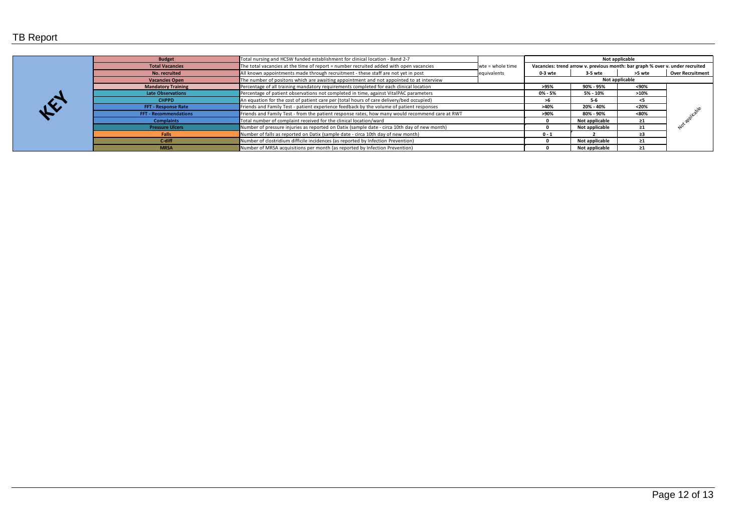# TB Report

## KEY

| Metric | Description | | | | | |
|---|---|---|---|---|---|---|
| **Budget** | Total nursing and HCSW funded establishment for clinical location - Band 2-7 | wte = whole time equivalents | **Not applicable** | | | |
| **Total Vacancies** | The total vacancies at the time of report = number recruited added with open vacancies | | **Vacancies: trend arrow v. previous month: bar graph % over v. under recruited** | | | |
| **No. recruited** | All known appointments made through recruitment - these staff are not yet in post | | **0-3 wte** | **3-5 wte** | **>5 wte** | **Over Recruitment** |
| **Vacancies Open** | The number of positons which are awaiting appointment and not appointed to at interview | | **Not applicable** | | | |
| **Mandatory Training** | Percentage of all training mandatory requirements completed for each clinical location | | **>95%** | **90% - 95%** | **<90%** | Not applicable |
| **Late Observations** | Percentage of patient observations not completed in time, against VitalPAC parameters | | **0% - 5%** | **5% - 10%** | **>10%** | |
| **CHPPD** | An equation for the cost of patient care per (total hours of care delivery/bed occupied) | | **>6** | **5-6** | **<5** | |
| **FFT - Response Rate** | Friends and Family Test - patient experience feedback by the volume of patient responses | | **>40%** | **20% - 40%** | **<20%** | |
| **FFT - Recommendations** | Friends and Family Test - from the patient response rates, how many would recommend care at RWT | | **>90%** | **80% - 90%** | **<80%** | |
| **Complaints** | Total number of complaint received for the clinical location/ward | | **0** | **Not applicable** | **≥1** | |
| **Pressure Ulcers** | Number of pressure injuries as reported on Datix (sample date - circa 10th day of new month) | | **0** | **Not applicable** | **≥1** | |
| **Falls** | Number of falls as reported on Datix (sample date - circa 10th day of new month) | | **0 - 1** | **2** | **≥3** | |
| **C-diff** | Number of clostridium difficile incidences (as reported by Infection Prevention) | | **0** | **Not applicable** | **≥1** | |
| **MRSA** | Number of MRSA acquisitions per month (as reported by Infection Prevention) | | **0** | **Not applicable** | **≥1** | |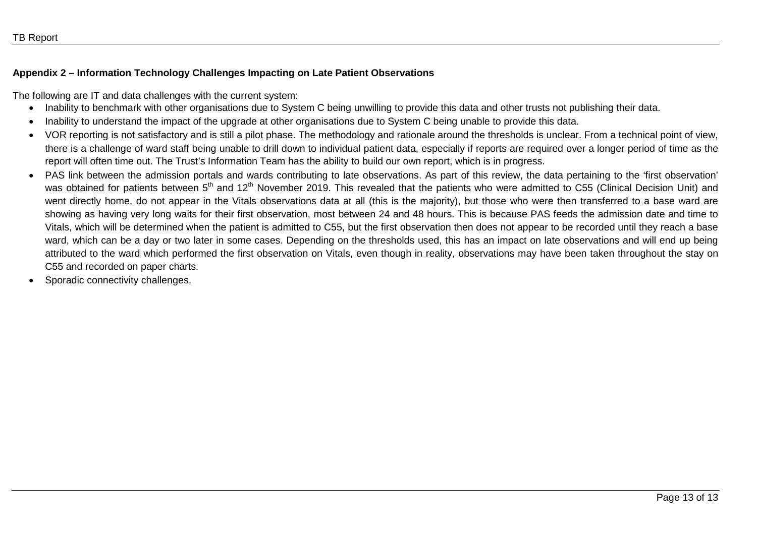**Appendix 2 – Information Technology Challenges Impacting on Late Patient Observations**

The following are IT and data challenges with the current system:

- Inability to benchmark with other organisations due to System C being unwilling to provide this data and other trusts not publishing their data.
- Inability to understand the impact of the upgrade at other organisations due to System C being unable to provide this data.
- VOR reporting is not satisfactory and is still a pilot phase. The methodology and rationale around the thresholds is unclear. From a technical point of view, there is a challenge of ward staff being unable to drill down to individual patient data, especially if reports are required over a longer period of time as the report will often time out. The Trust's Information Team has the ability to build our own report, which is in progress.
- PAS link between the admission portals and wards contributing to late observations. As part of this review, the data pertaining to the 'first observation' was obtained for patients between 5th and 12th November 2019. This revealed that the patients who were admitted to C55 (Clinical Decision Unit) and went directly home, do not appear in the Vitals observations data at all (this is the majority), but those who were then transferred to a base ward are showing as having very long waits for their first observation, most between 24 and 48 hours. This is because PAS feeds the admission date and time to Vitals, which will be determined when the patient is admitted to C55, but the first observation then does not appear to be recorded until they reach a base ward, which can be a day or two later in some cases. Depending on the thresholds used, this has an impact on late observations and will end up being attributed to the ward which performed the first observation on Vitals, even though in reality, observations may have been taken throughout the stay on C55 and recorded on paper charts.
- Sporadic connectivity challenges.